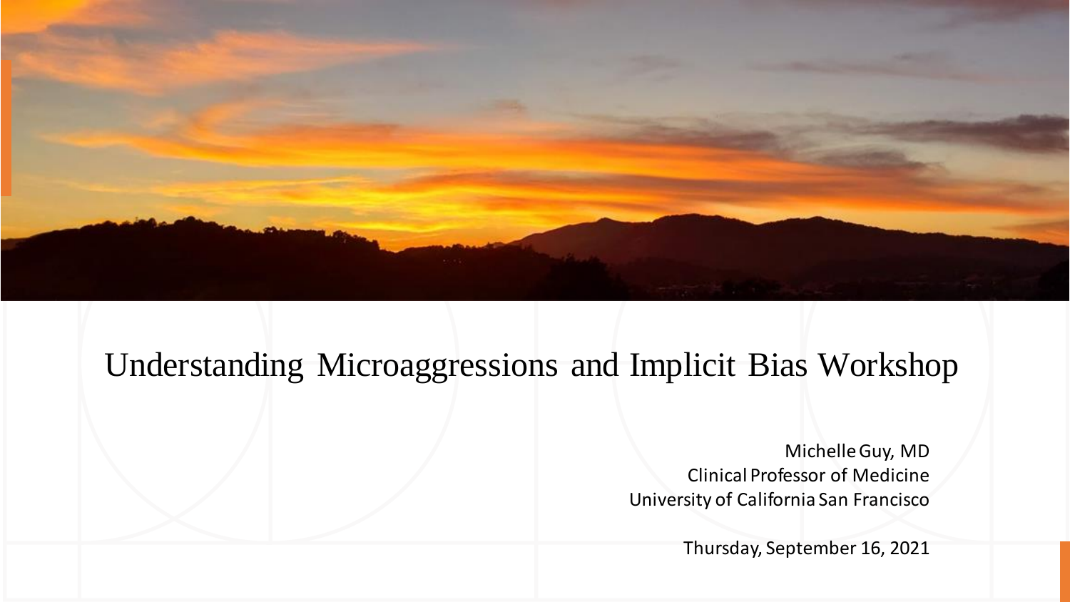# Understanding Microaggressions and Implicit Bias Workshop

Michelle Guy, MD
Clinical Professor of Medicine
University of California San Francisco

Thursday, September 16, 2021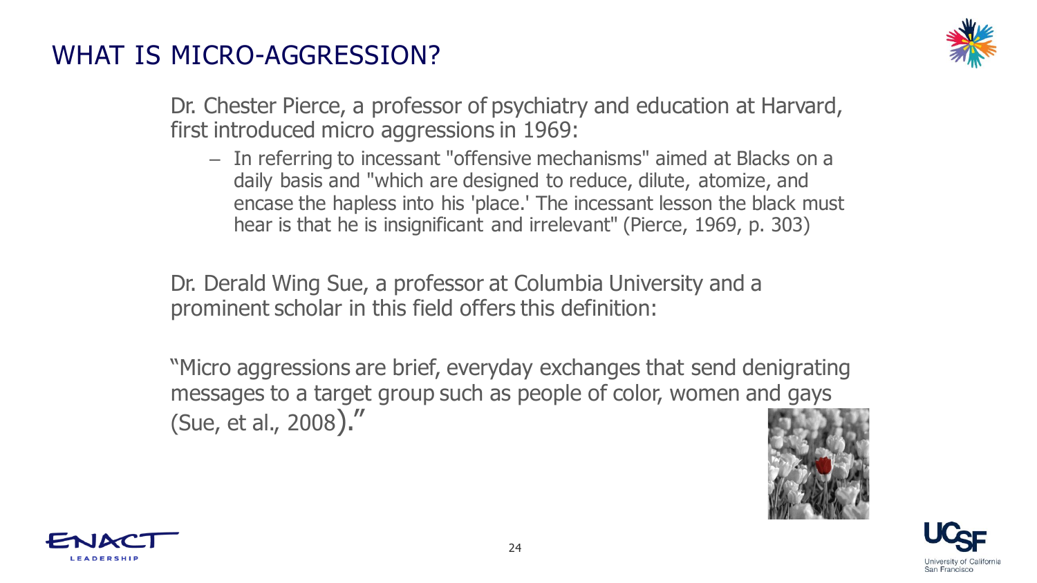# WHAT IS MICRO-AGGRESSION?

Dr. Chester Pierce, a professor of psychiatry and education at Harvard, first introduced micro aggressions in 1969:

- In referring to incessant "offensive mechanisms" aimed at Blacks on a daily basis and "which are designed to reduce, dilute, atomize, and encase the hapless into his 'place.' The incessant lesson the black must hear is that he is insignificant and irrelevant" (Pierce, 1969, p. 303)

Dr. Derald Wing Sue, a professor at Columbia University and a prominent scholar in this field offers this definition:

"Micro aggressions are brief, everyday exchanges that send denigrating messages to a target group such as people of color, women and gays (Sue, et al., 2008)."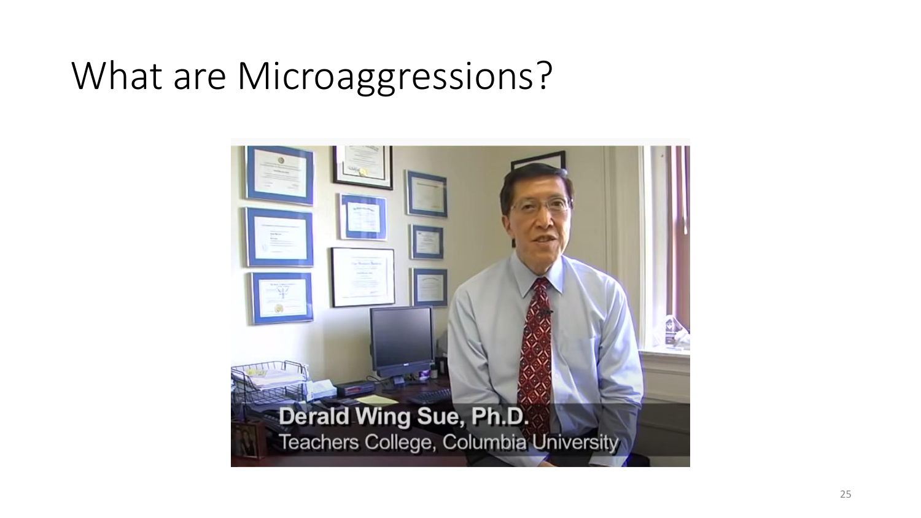# What are Microaggressions?

Derald Wing Sue, Ph.D.
Teachers College, Columbia University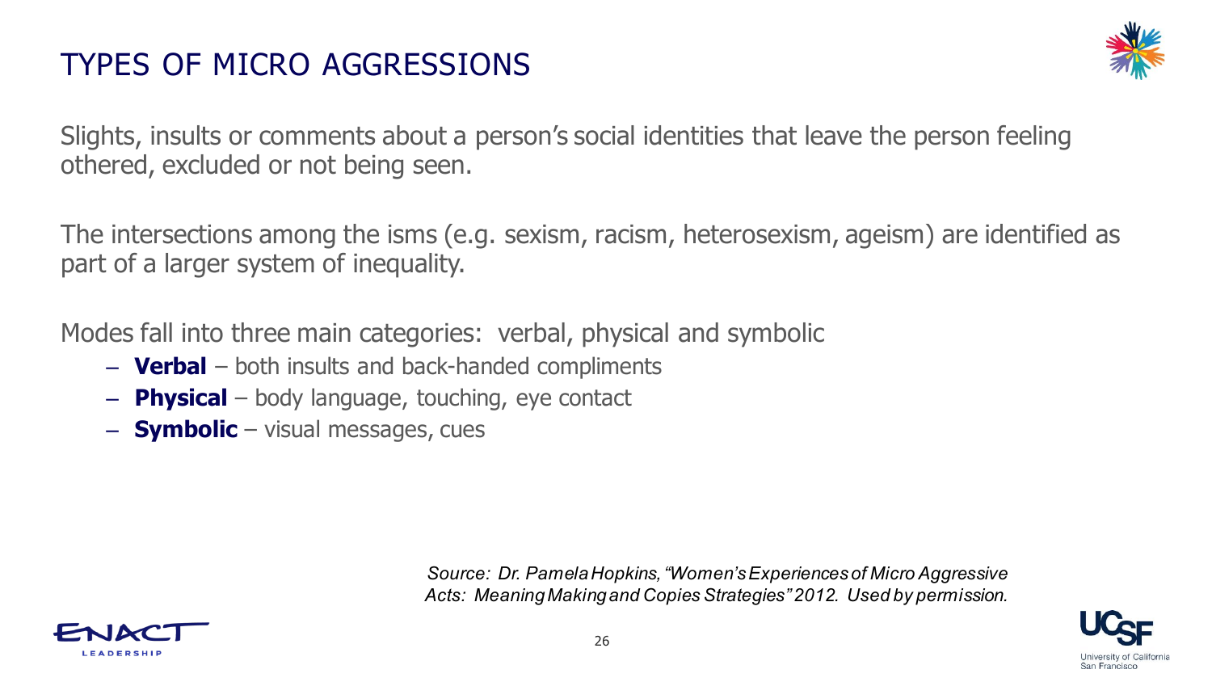# TYPES OF MICRO AGGRESSIONS

Slights, insults or comments about a person's social identities that leave the person feeling othered, excluded or not being seen.

The intersections among the isms (e.g. sexism, racism, heterosexism, ageism) are identified as part of a larger system of inequality.

Modes fall into three main categories: verbal, physical and symbolic

- **Verbal** – both insults and back-handed compliments
- **Physical** – body language, touching, eye contact
- **Symbolic** – visual messages, cues

*Source: Dr. Pamela Hopkins, "Women's Experiences of Micro Aggressive Acts: Meaning Making and Copies Strategies" 2012. Used by permission.*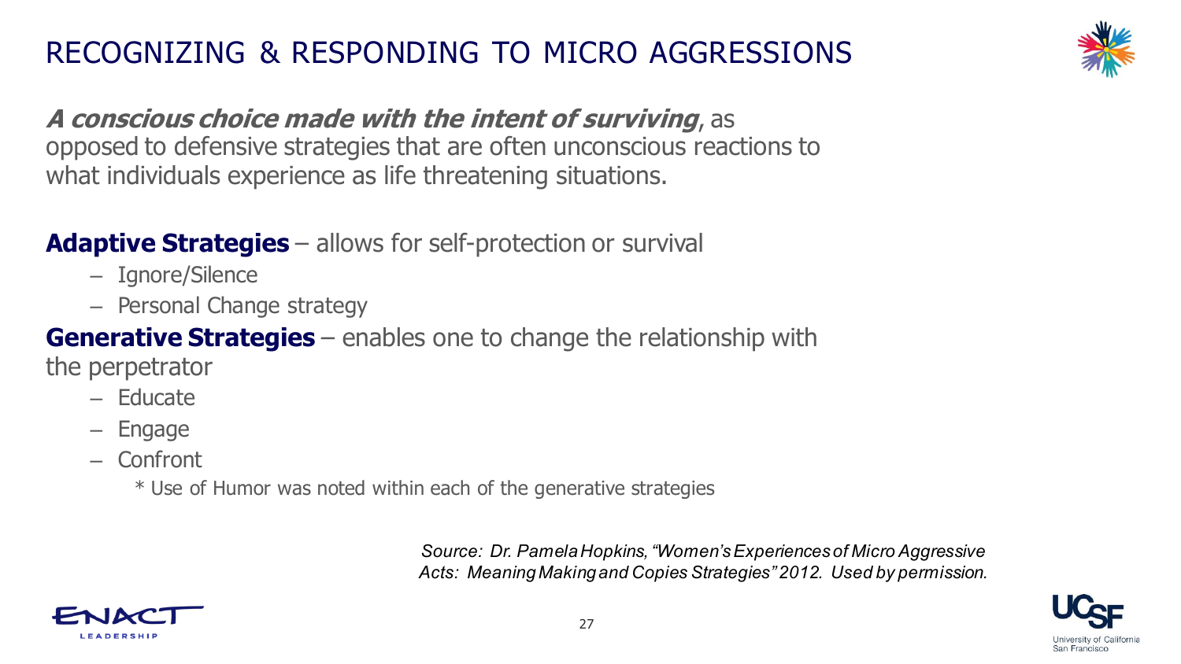# RECOGNIZING & RESPONDING TO MICRO AGGRESSIONS

***A conscious choice made with the intent of surviving***, as opposed to defensive strategies that are often unconscious reactions to what individuals experience as life threatening situations.

**Adaptive Strategies** – allows for self-protection or survival

- Ignore/Silence
- Personal Change strategy

**Generative Strategies** – enables one to change the relationship with the perpetrator

- Educate
- Engage
- Confront

  * Use of Humor was noted within each of the generative strategies

*Source: Dr. Pamela Hopkins, "Women's Experiences of Micro Aggressive Acts: Meaning Making and Copies Strategies" 2012. Used by permission.*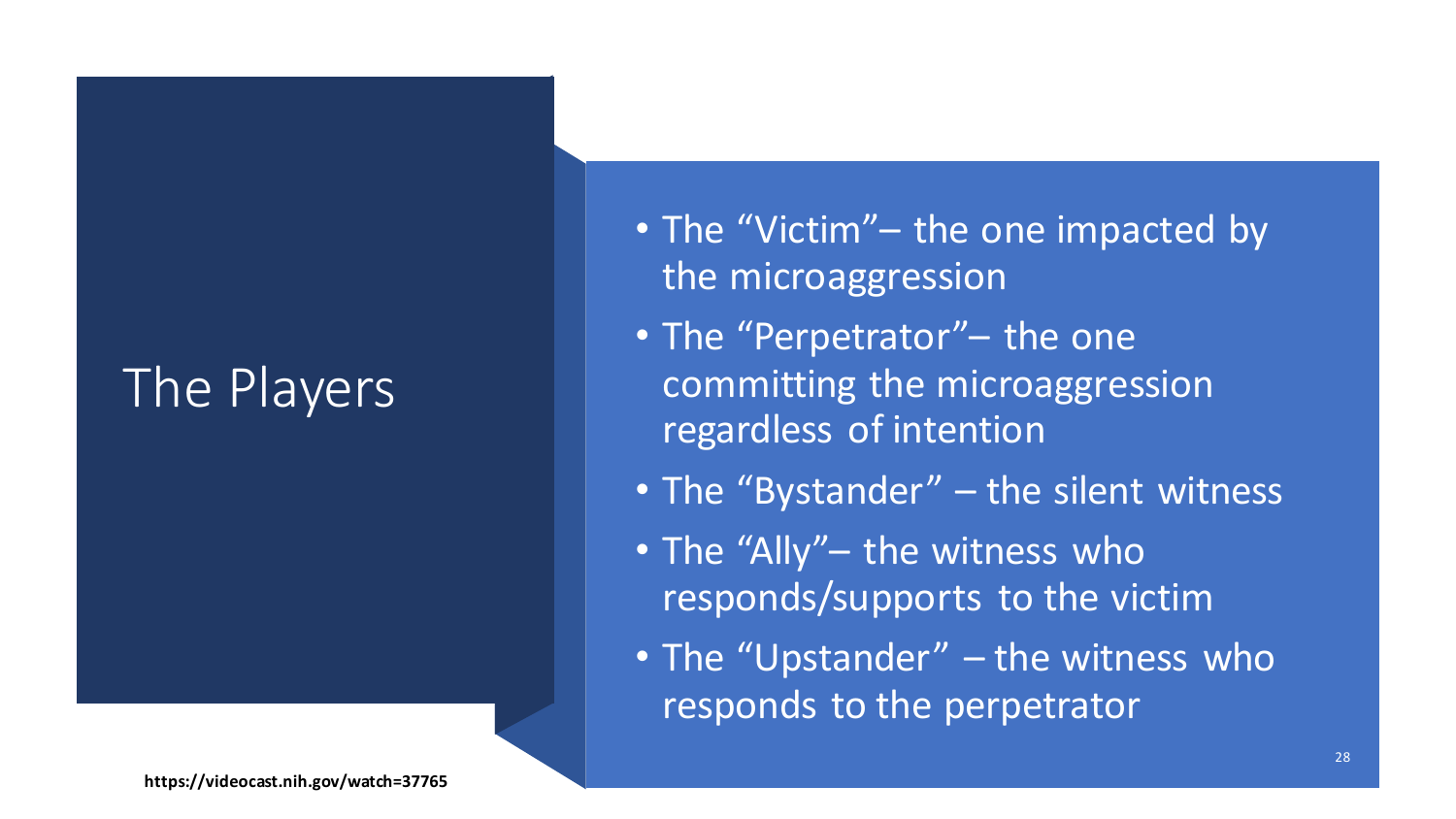# The Players

- The "Victim"– the one impacted by the microaggression
- The "Perpetrator"– the one committing the microaggression regardless of intention
- The "Bystander" – the silent witness
- The "Ally"– the witness who responds/supports to the victim
- The "Upstander" – the witness who responds to the perpetrator

**https://videocast.nih.gov/watch=37765**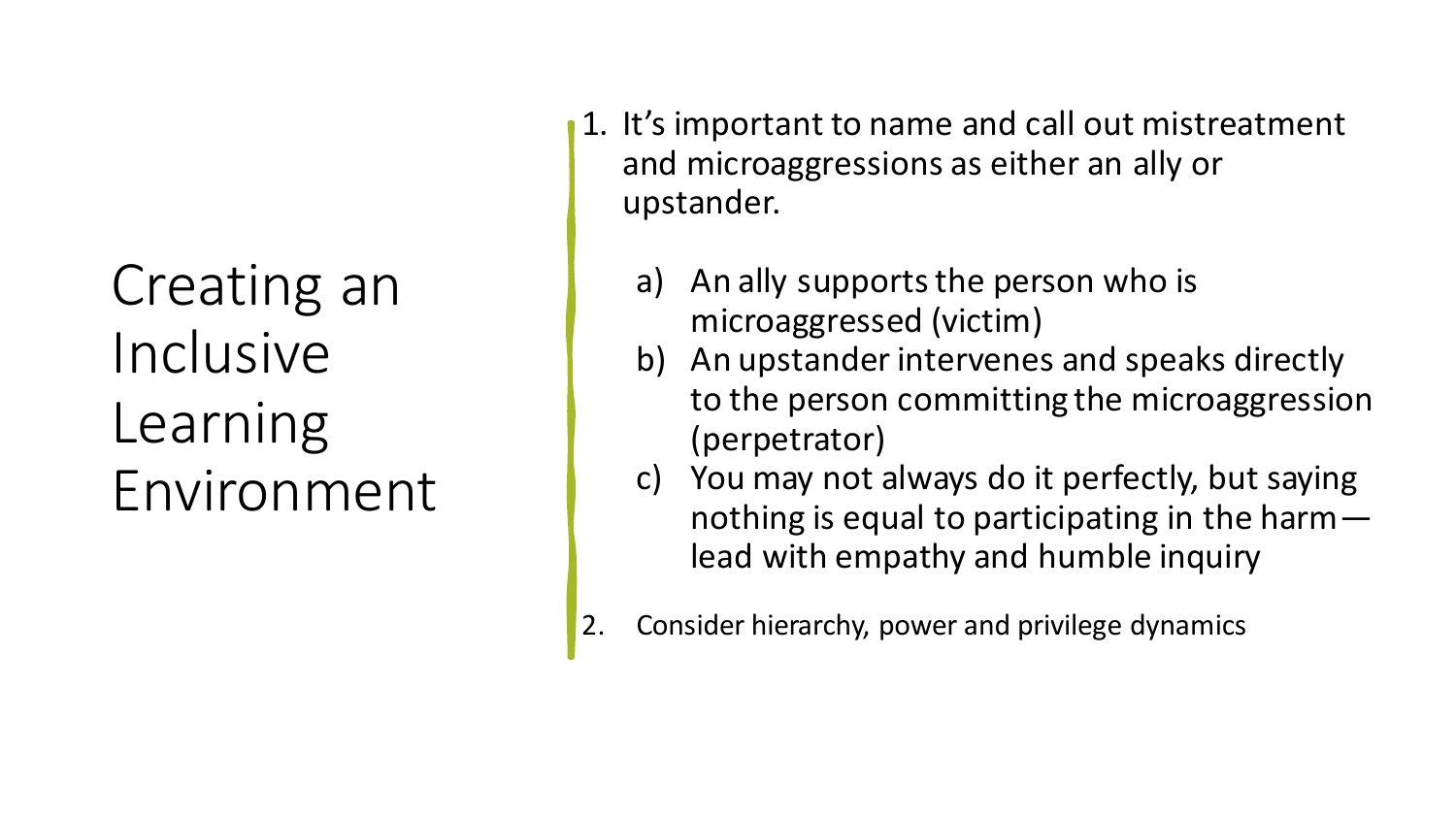# Creating an Inclusive Learning Environment

1. It's important to name and call out mistreatment and microaggressions as either an ally or upstander.
   a) An ally supports the person who is microaggressed (victim)
   b) An upstander intervenes and speaks directly to the person committing the microaggression (perpetrator)
   c) You may not always do it perfectly, but saying nothing is equal to participating in the harm—lead with empathy and humble inquiry
2. Consider hierarchy, power and privilege dynamics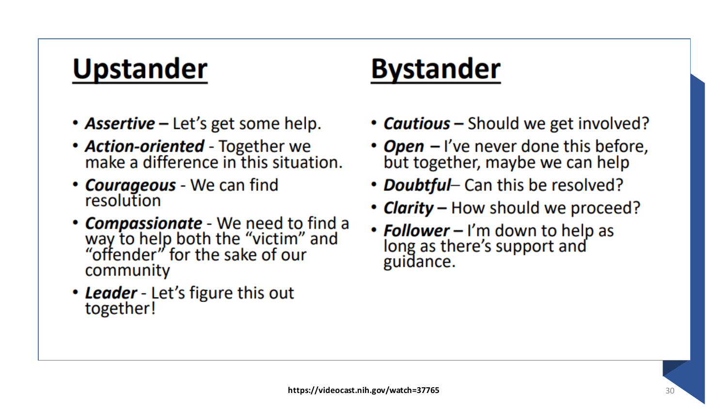## Upstander

- ***Assertive*** **–** Let's get some help.
- ***Action-oriented*** - Together we make a difference in this situation.
- ***Courageous*** - We can find resolution
- ***Compassionate*** - We need to find a way to help both the "victim" and "offender" for the sake of our community
- ***Leader*** - Let's figure this out together!

## Bystander

- ***Cautious*** **–** Should we get involved?
- ***Open*** **–** I've never done this before, but together, maybe we can help
- ***Doubtful***– Can this be resolved?
- ***Clarity*** **–** How should we proceed?
- ***Follower*** **–** I'm down to help as long as there's support and guidance.

**https://videocast.nih.gov/watch=37765**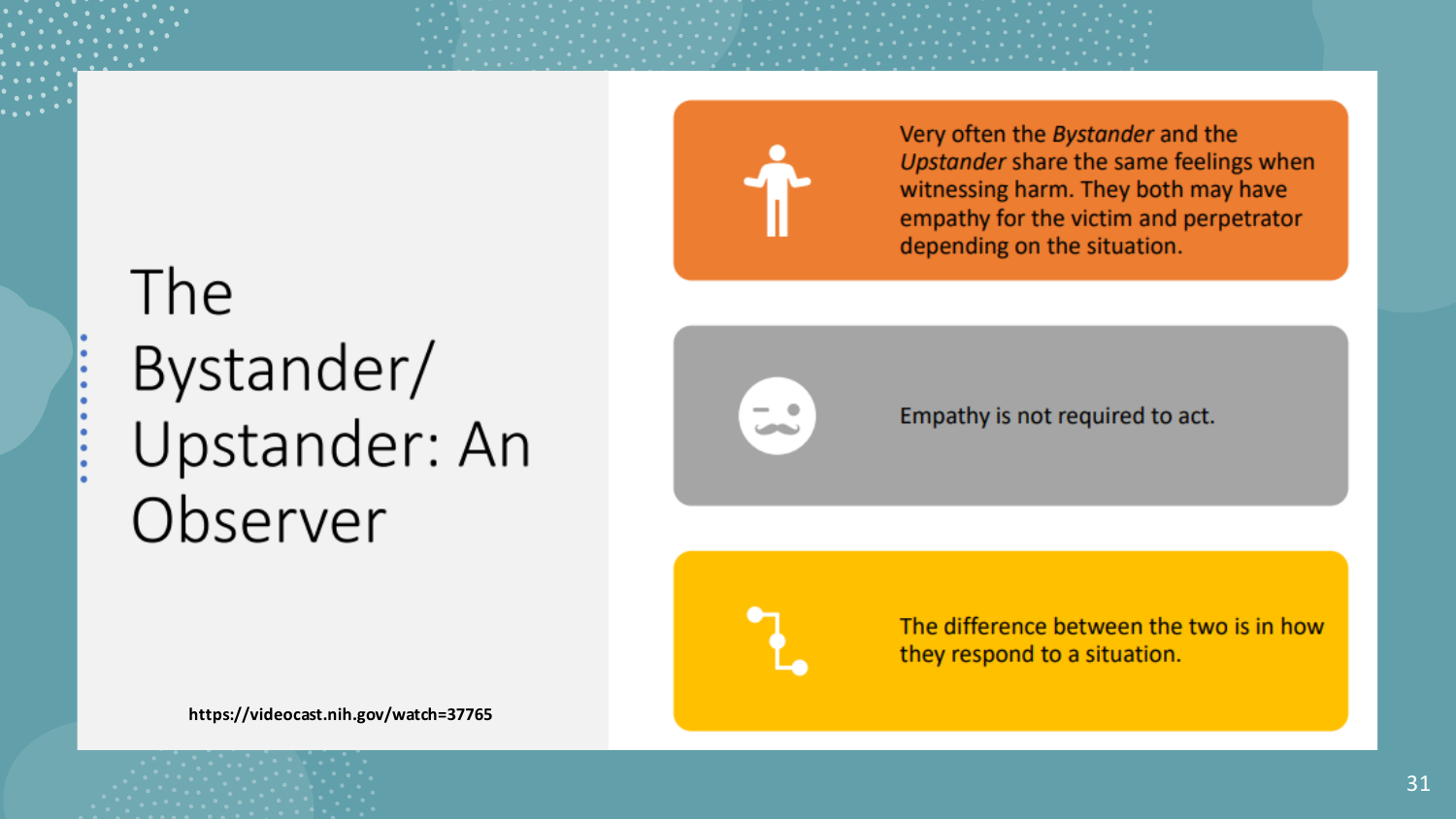# The Bystander/ Upstander: An Observer

https://videocast.nih.gov/watch=37765

Very often the *Bystander* and the *Upstander* share the same feelings when witnessing harm. They both may have empathy for the victim and perpetrator depending on the situation.

Empathy is not required to act.

The difference between the two is in how they respond to a situation.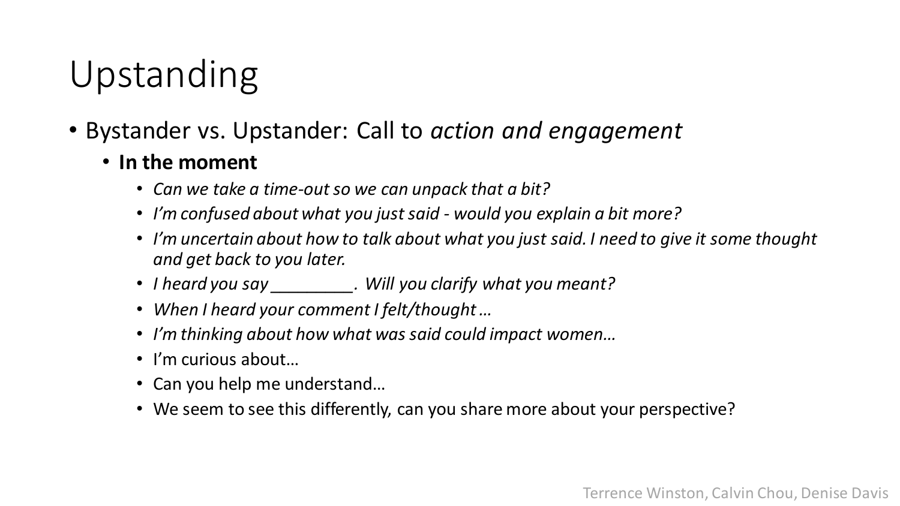# Upstanding

- Bystander vs. Upstander: Call to *action and engagement*
  - **In the moment**
    - *Can we take a time-out so we can unpack that a bit?*
    - *I'm confused about what you just said - would you explain a bit more?*
    - *I'm uncertain about how to talk about what you just said. I need to give it some thought and get back to you later.*
    - *I heard you say _________. Will you clarify what you meant?*
    - *When I heard your comment I felt/thought…*
    - *I'm thinking about how what was said could impact women…*
    - I'm curious about…
    - Can you help me understand…
    - We seem to see this differently, can you share more about your perspective?

Terrence Winston, Calvin Chou, Denise Davis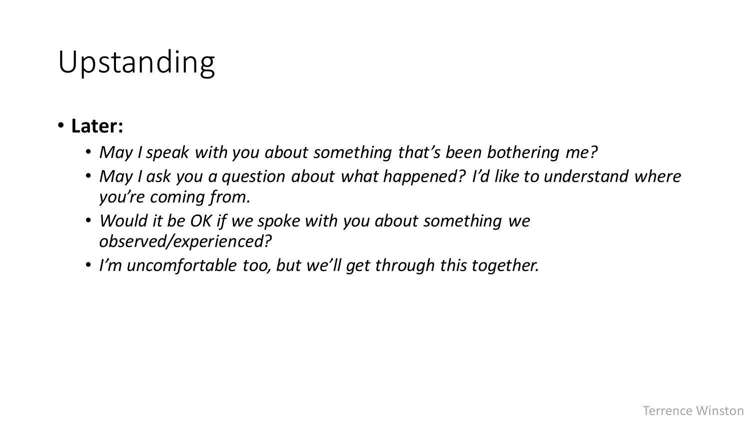# Upstanding

- **Later:**
  - *May I speak with you about something that's been bothering me?*
  - *May I ask you a question about what happened? I'd like to understand where you're coming from.*
  - *Would it be OK if we spoke with you about something we observed/experienced?*
  - *I'm uncomfortable too, but we'll get through this together.*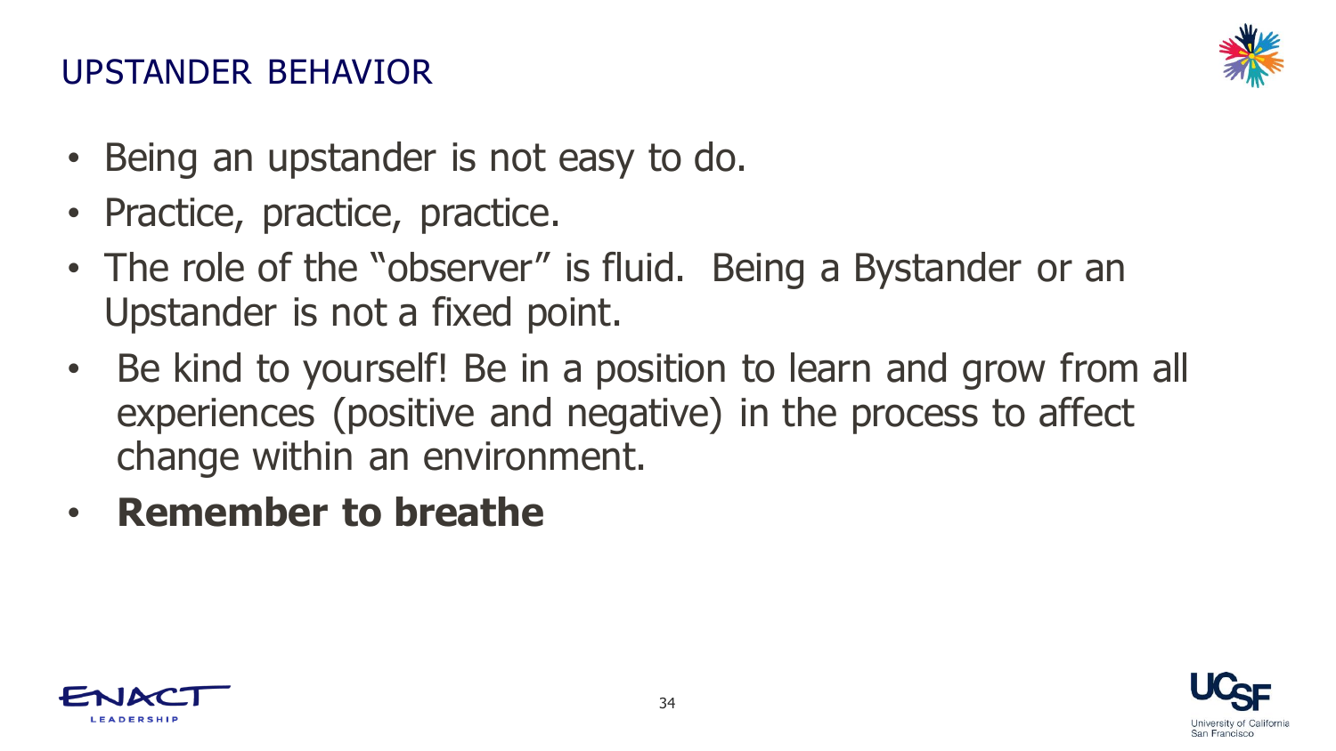## UPSTANDER BEHAVIOR

- Being an upstander is not easy to do.
- Practice, practice, practice.
- The role of the "observer" is fluid. Being a Bystander or an Upstander is not a fixed point.
- Be kind to yourself! Be in a position to learn and grow from all experiences (positive and negative) in the process to affect change within an environment.
- **Remember to breathe**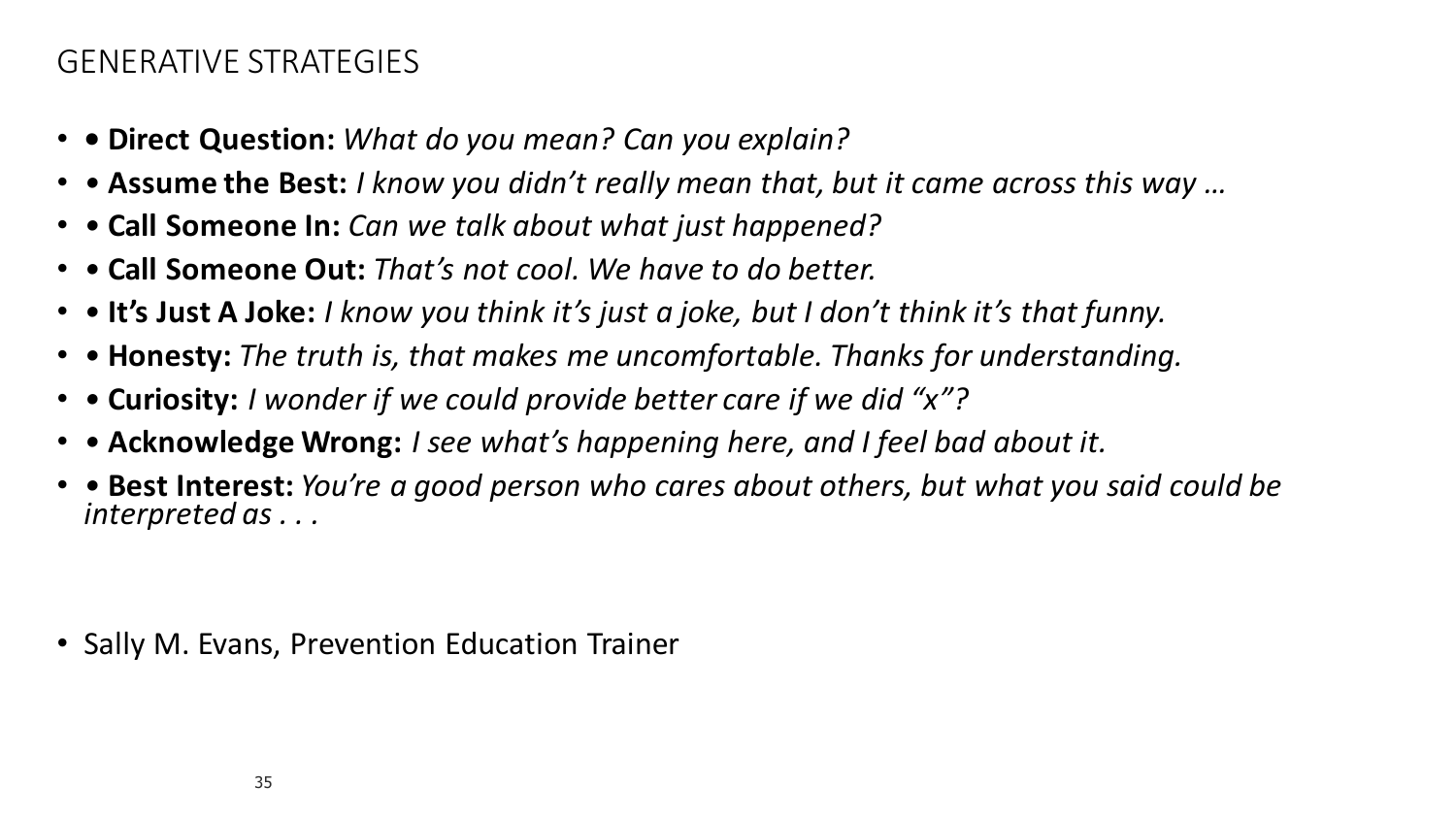# GENERATIVE STRATEGIES

- • **Direct Question:** *What do you mean? Can you explain?*
- • **Assume the Best:** *I know you didn't really mean that, but it came across this way …*
- • **Call Someone In:** *Can we talk about what just happened?*
- • **Call Someone Out:** *That's not cool. We have to do better.*
- • **It's Just A Joke:** *I know you think it's just a joke, but I don't think it's that funny.*
- • **Honesty:** *The truth is, that makes me uncomfortable. Thanks for understanding.*
- • **Curiosity:** *I wonder if we could provide better care if we did "x"?*
- • **Acknowledge Wrong:** *I see what's happening here, and I feel bad about it.*
- • **Best Interest:** *You're a good person who cares about others, but what you said could be interpreted as . . .*

- Sally M. Evans, Prevention Education Trainer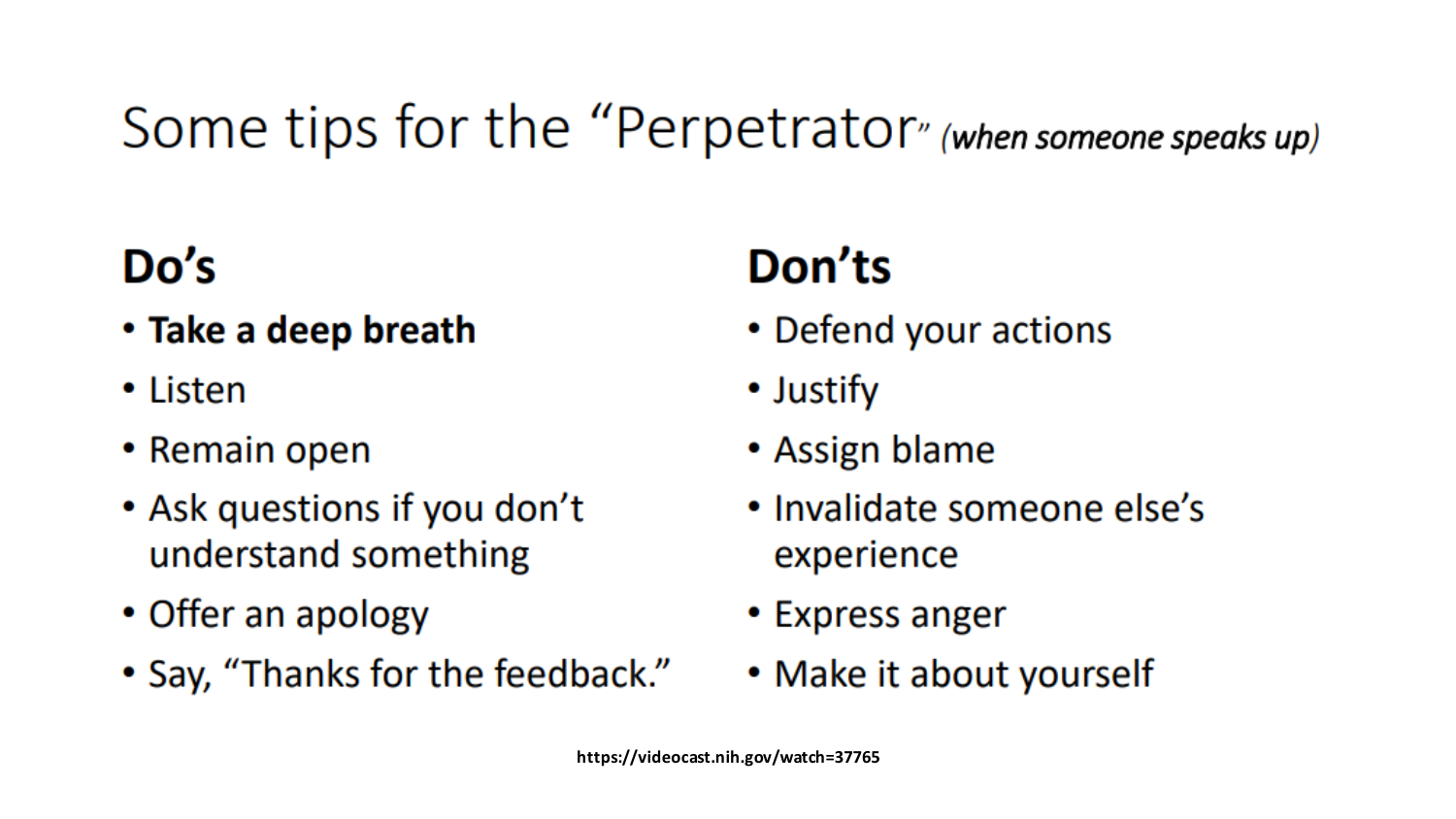# Some tips for the "Perpetrator" *(when someone speaks up)*

## Do's

- **Take a deep breath**
- Listen
- Remain open
- Ask questions if you don't understand something
- Offer an apology
- Say, "Thanks for the feedback."

## Don'ts

- Defend your actions
- Justify
- Assign blame
- Invalidate someone else's experience
- Express anger
- Make it about yourself

**https://videocast.nih.gov/watch=37765**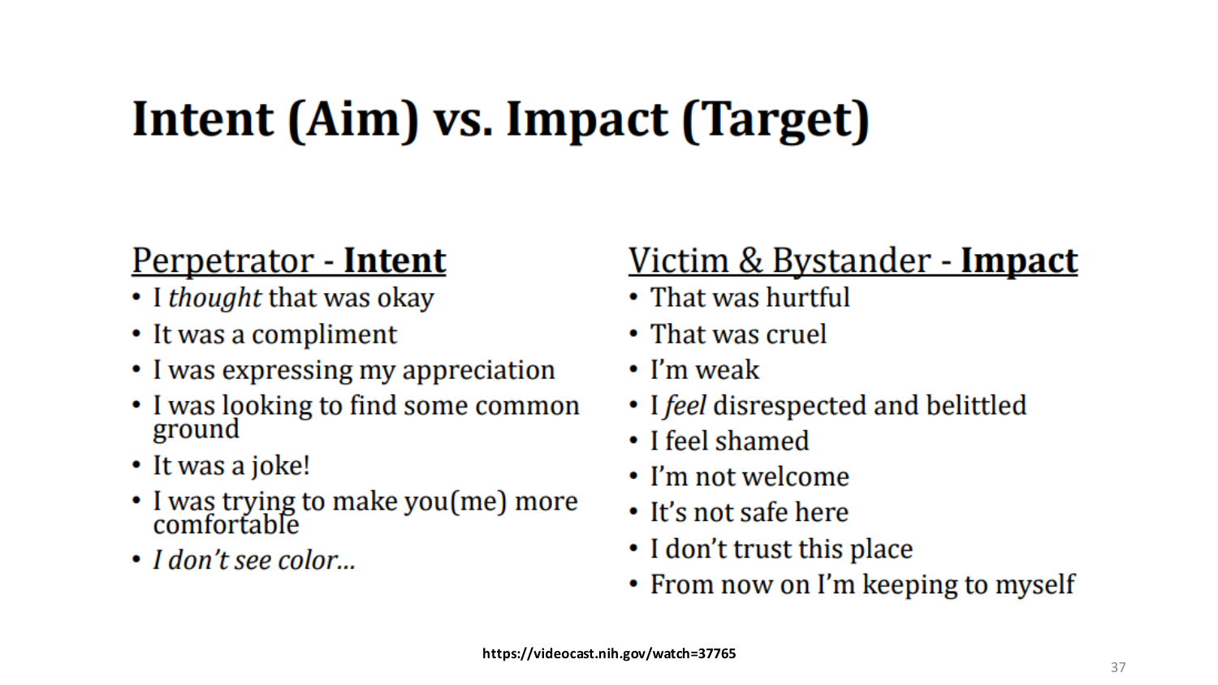# Intent (Aim) vs. Impact (Target)

## Perpetrator - **Intent**

- I *thought* that was okay
- It was a compliment
- I was expressing my appreciation
- I was looking to find some common ground
- It was a joke!
- I was trying to make you(me) more comfortable
- *I don't see color…*

## Victim & Bystander - **Impact**

- That was hurtful
- That was cruel
- I'm weak
- I *feel* disrespected and belittled
- I feel shamed
- I'm not welcome
- It's not safe here
- I don't trust this place
- From now on I'm keeping to myself

**https://videocast.nih.gov/watch=37765**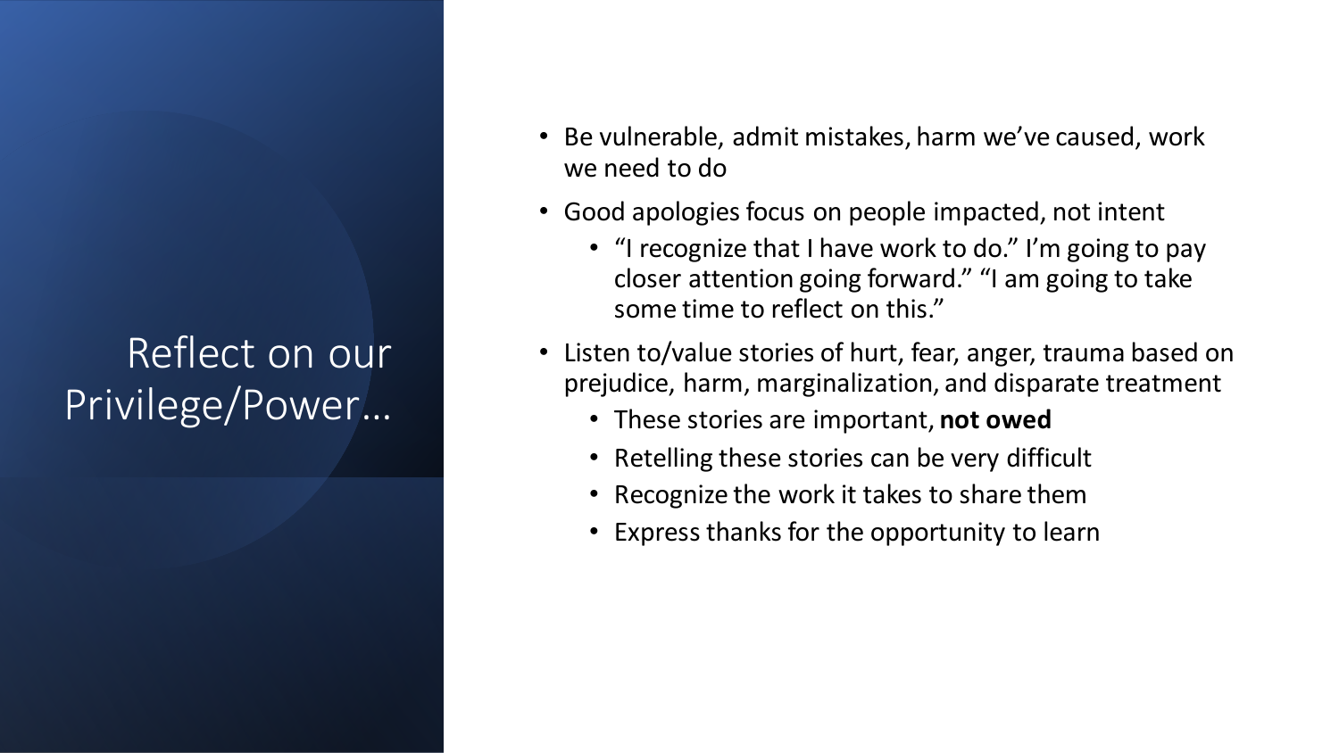# Reflect on our Privilege/Power…

- Be vulnerable, admit mistakes, harm we've caused, work we need to do
- Good apologies focus on people impacted, not intent
  - "I recognize that I have work to do." I'm going to pay closer attention going forward." "I am going to take some time to reflect on this."
- Listen to/value stories of hurt, fear, anger, trauma based on prejudice, harm, marginalization, and disparate treatment
  - These stories are important, **not owed**
  - Retelling these stories can be very difficult
  - Recognize the work it takes to share them
  - Express thanks for the opportunity to learn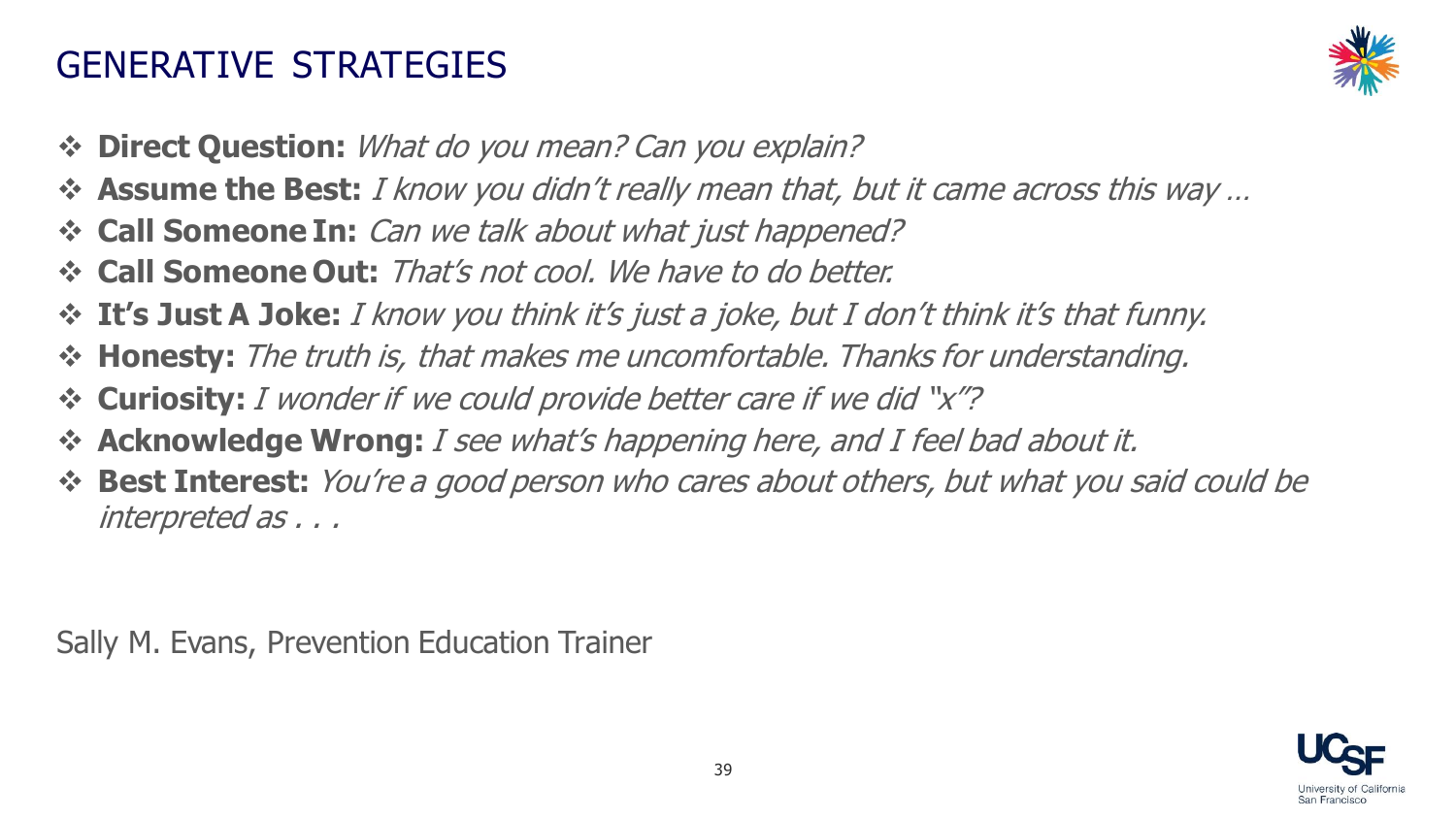# GENERATIVE STRATEGIES

- **Direct Question:** *What do you mean? Can you explain?*
- **Assume the Best:** *I know you didn't really mean that, but it came across this way …*
- **Call Someone In:** *Can we talk about what just happened?*
- **Call Someone Out:** *That's not cool. We have to do better.*
- **It's Just A Joke:** *I know you think it's just a joke, but I don't think it's that funny.*
- **Honesty:** *The truth is, that makes me uncomfortable. Thanks for understanding.*
- **Curiosity:** *I wonder if we could provide better care if we did "x"?*
- **Acknowledge Wrong:** *I see what's happening here, and I feel bad about it.*
- **Best Interest:** *You're a good person who cares about others, but what you said could be interpreted as . . .*

Sally M. Evans, Prevention Education Trainer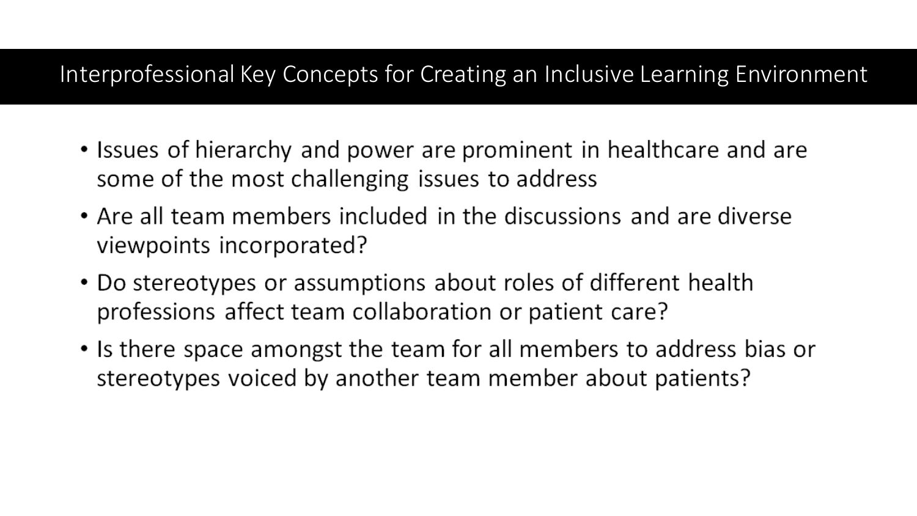# Interprofessional Key Concepts for Creating an Inclusive Learning Environment

- Issues of hierarchy and power are prominent in healthcare and are some of the most challenging issues to address
- Are all team members included in the discussions and are diverse viewpoints incorporated?
- Do stereotypes or assumptions about roles of different health professions affect team collaboration or patient care?
- Is there space amongst the team for all members to address bias or stereotypes voiced by another team member about patients?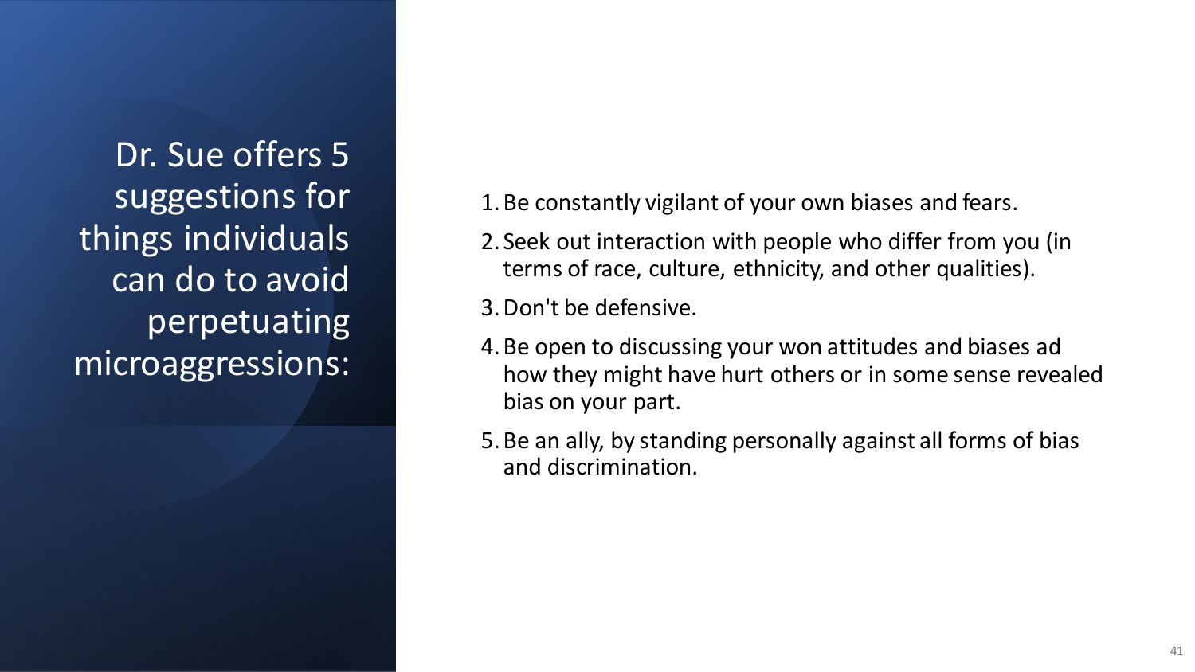# Dr. Sue offers 5 suggestions for things individuals can do to avoid perpetuating microaggressions:

1. Be constantly vigilant of your own biases and fears.
2. Seek out interaction with people who differ from you (in terms of race, culture, ethnicity, and other qualities).
3. Don't be defensive.
4. Be open to discussing your won attitudes and biases ad how they might have hurt others or in some sense revealed bias on your part.
5. Be an ally, by standing personally against all forms of bias and discrimination.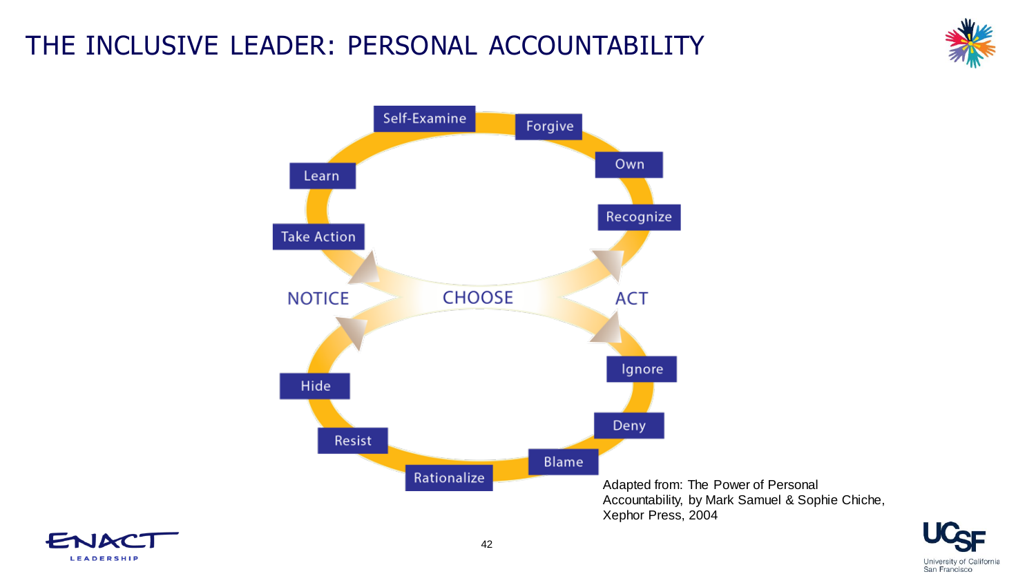# THE INCLUSIVE LEADER: PERSONAL ACCOUNTABILITY

Self-Examine

Forgive

Own

Learn

Recognize

Take Action

NOTICE

CHOOSE

ACT

Ignore

Hide

Deny

Resist

Blame

Rationalize

Adapted from: The Power of Personal Accountability, by Mark Samuel & Sophie Chiche, Xephor Press, 2004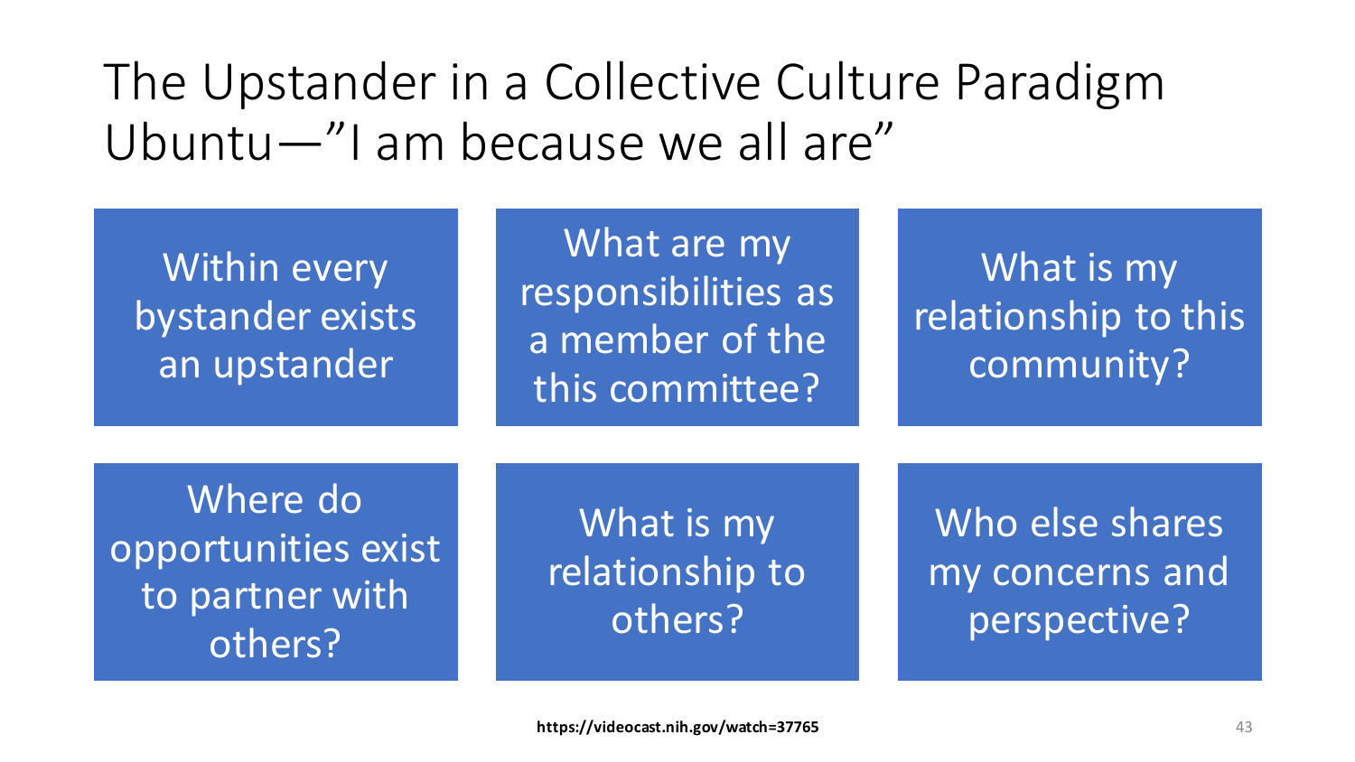# The Upstander in a Collective Culture Paradigm Ubuntu—"I am because we all are"

- Within every bystander exists an upstander
- What are my responsibilities as a member of the this committee?
- What is my relationship to this community?
- Where do opportunities exist to partner with others?
- What is my relationship to others?
- Who else shares my concerns and perspective?

**https://videocast.nih.gov/watch=37765**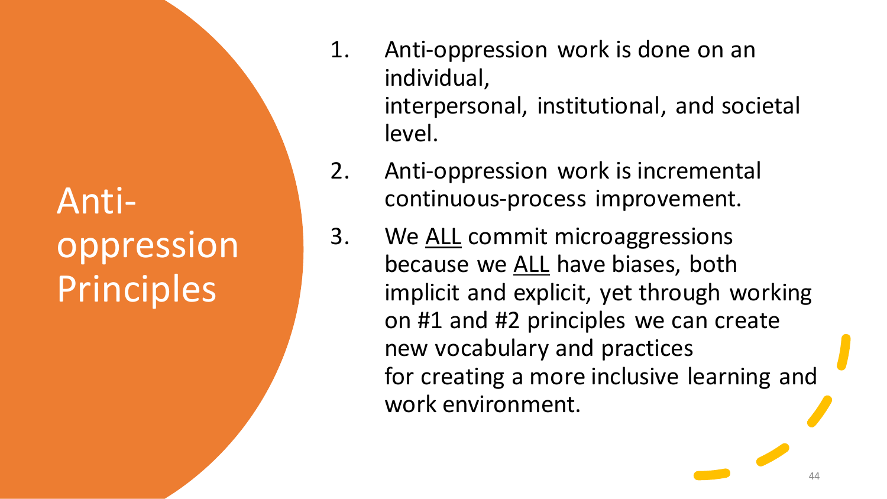# Anti-oppression Principles

1. Anti-oppression work is done on an individual, interpersonal, institutional, and societal level.
2. Anti-oppression work is incremental continuous-process improvement.
3. We ALL commit microaggressions because we ALL have biases, both implicit and explicit, yet through working on #1 and #2 principles we can create new vocabulary and practices for creating a more inclusive learning and work environment.